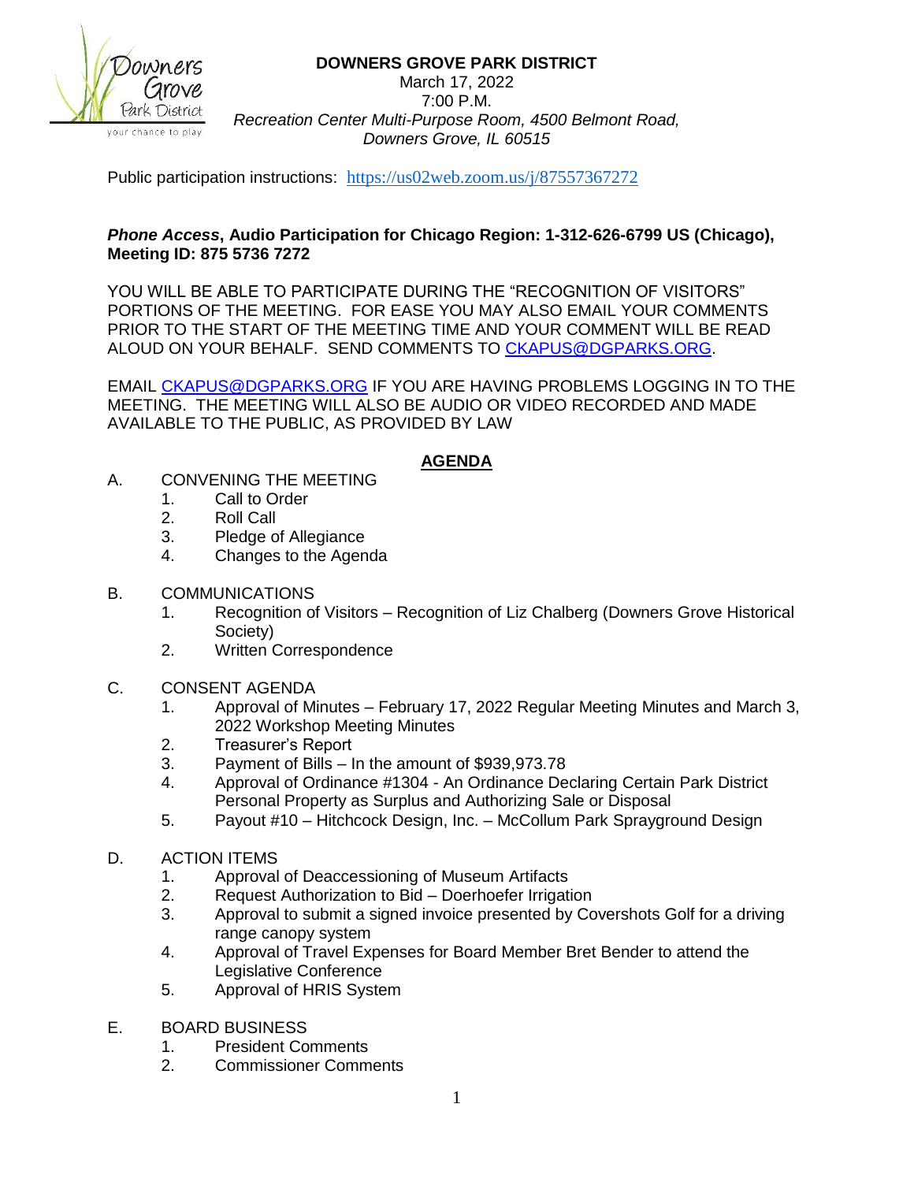**DOWNERS GROVE PARK DISTRICT**
March 17, 2022
7:00 P.M.
*Recreation Center Multi-Purpose Room, 4500 Belmont Road, Downers Grove, IL 60515*

Public participation instructions: https://us02web.zoom.us/j/87557367272

***Phone Access*, Audio Participation for Chicago Region: 1-312-626-6799 US (Chicago), Meeting ID: 875 5736 7272**

YOU WILL BE ABLE TO PARTICIPATE DURING THE "RECOGNITION OF VISITORS" PORTIONS OF THE MEETING. FOR EASE YOU MAY ALSO EMAIL YOUR COMMENTS PRIOR TO THE START OF THE MEETING TIME AND YOUR COMMENT WILL BE READ ALOUD ON YOUR BEHALF. SEND COMMENTS TO CKAPUS@DGPARKS.ORG.

EMAIL CKAPUS@DGPARKS.ORG IF YOU ARE HAVING PROBLEMS LOGGING IN TO THE MEETING. THE MEETING WILL ALSO BE AUDIO OR VIDEO RECORDED AND MADE AVAILABLE TO THE PUBLIC, AS PROVIDED BY LAW

## AGENDA

A. CONVENING THE MEETING
   1. Call to Order
   2. Roll Call
   3. Pledge of Allegiance
   4. Changes to the Agenda

B. COMMUNICATIONS
   1. Recognition of Visitors – Recognition of Liz Chalberg (Downers Grove Historical Society)
   2. Written Correspondence

C. CONSENT AGENDA
   1. Approval of Minutes – February 17, 2022 Regular Meeting Minutes and March 3, 2022 Workshop Meeting Minutes
   2. Treasurer's Report
   3. Payment of Bills – In the amount of $939,973.78
   4. Approval of Ordinance #1304 - An Ordinance Declaring Certain Park District Personal Property as Surplus and Authorizing Sale or Disposal
   5. Payout #10 – Hitchcock Design, Inc. – McCollum Park Sprayground Design

D. ACTION ITEMS
   1. Approval of Deaccessioning of Museum Artifacts
   2. Request Authorization to Bid – Doerhoefer Irrigation
   3. Approval to submit a signed invoice presented by Covershots Golf for a driving range canopy system
   4. Approval of Travel Expenses for Board Member Bret Bender to attend the Legislative Conference
   5. Approval of HRIS System

E. BOARD BUSINESS
   1. President Comments
   2. Commissioner Comments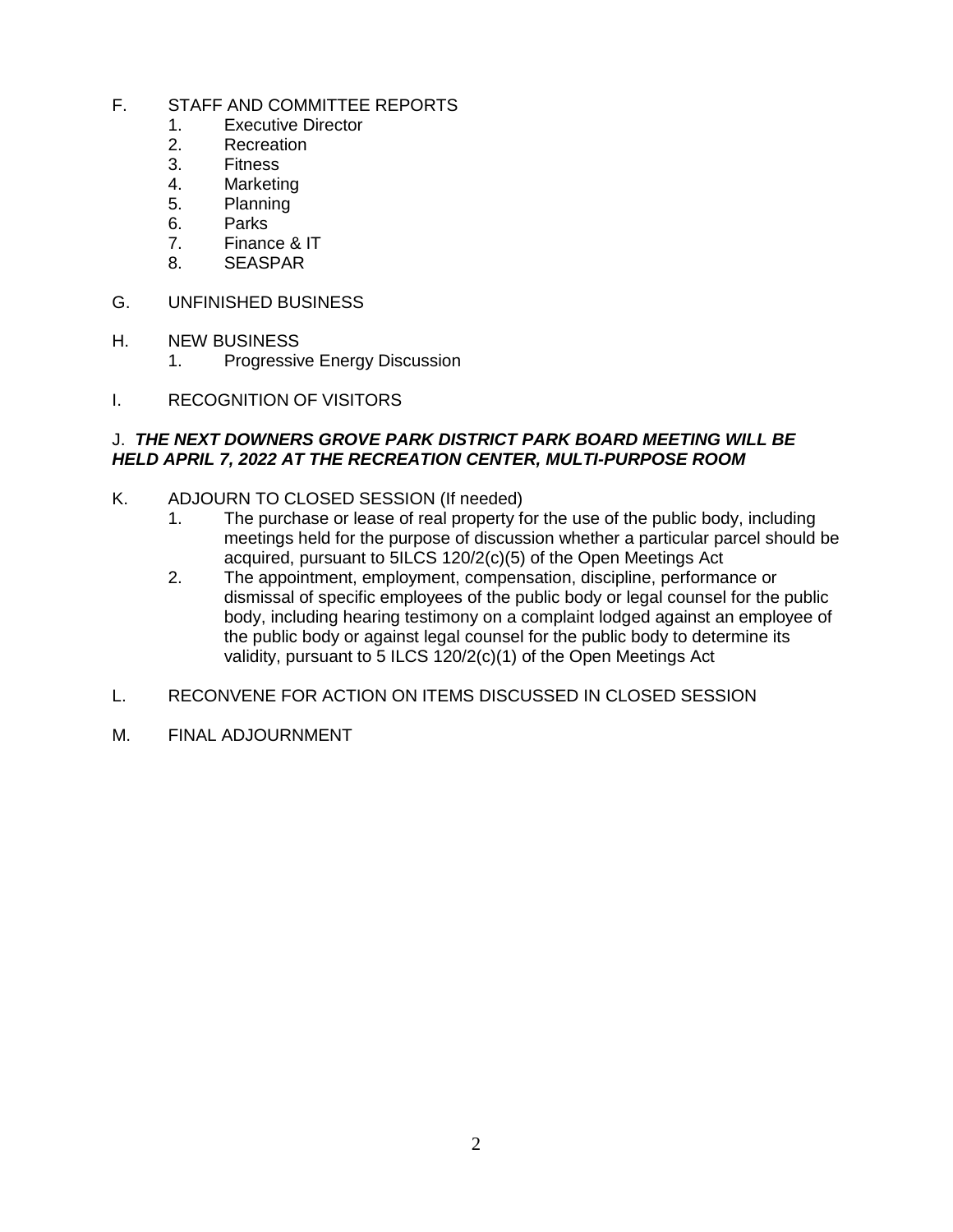F. STAFF AND COMMITTEE REPORTS
   1. Executive Director
   2. Recreation
   3. Fitness
   4. Marketing
   5. Planning
   6. Parks
   7. Finance & IT
   8. SEASPAR

G. UNFINISHED BUSINESS

H. NEW BUSINESS
   1. Progressive Energy Discussion

I. RECOGNITION OF VISITORS

J. ***THE NEXT DOWNERS GROVE PARK DISTRICT PARK BOARD MEETING WILL BE HELD APRIL 7, 2022 AT THE RECREATION CENTER, MULTI-PURPOSE ROOM***

K. ADJOURN TO CLOSED SESSION (If needed)
   1. The purchase or lease of real property for the use of the public body, including meetings held for the purpose of discussion whether a particular parcel should be acquired, pursuant to 5ILCS 120/2(c)(5) of the Open Meetings Act
   2. The appointment, employment, compensation, discipline, performance or dismissal of specific employees of the public body or legal counsel for the public body, including hearing testimony on a complaint lodged against an employee of the public body or against legal counsel for the public body to determine its validity, pursuant to 5 ILCS 120/2(c)(1) of the Open Meetings Act

L. RECONVENE FOR ACTION ON ITEMS DISCUSSED IN CLOSED SESSION

M. FINAL ADJOURNMENT